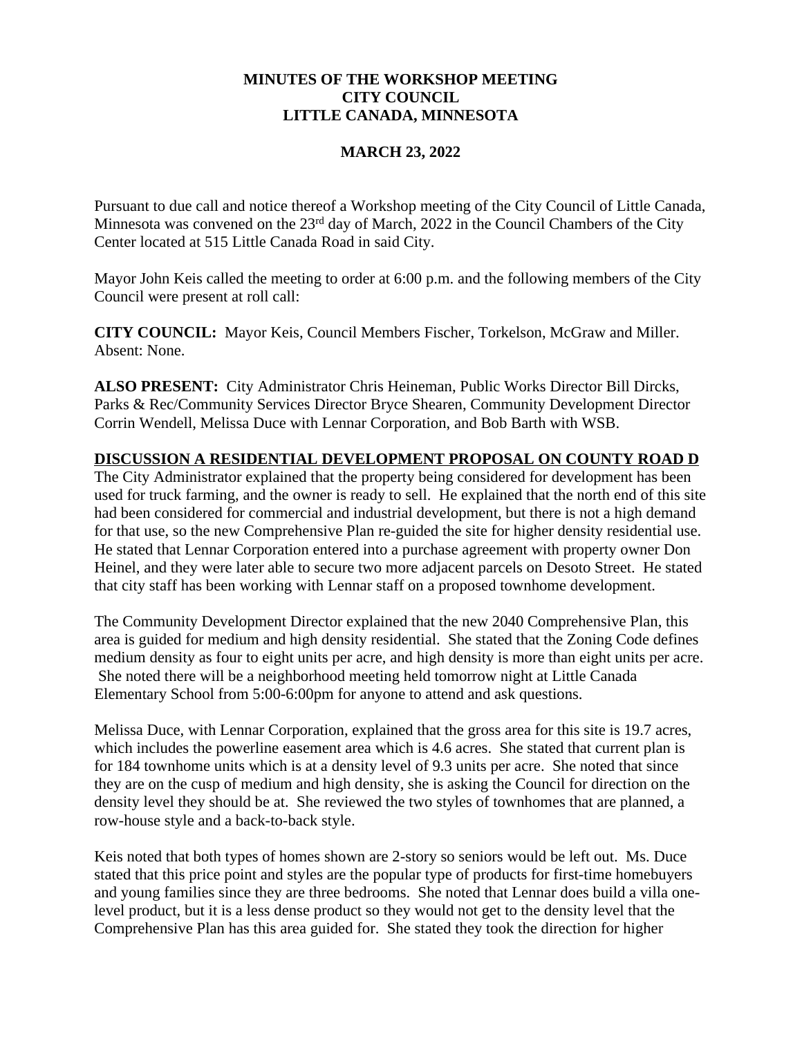**MINUTES OF THE WORKSHOP MEETING**
**CITY COUNCIL**
**LITTLE CANADA, MINNESOTA**

**MARCH 23, 2022**

Pursuant to due call and notice thereof a Workshop meeting of the City Council of Little Canada, Minnesota was convened on the 23rd day of March, 2022 in the Council Chambers of the City Center located at 515 Little Canada Road in said City.

Mayor John Keis called the meeting to order at 6:00 p.m. and the following members of the City Council were present at roll call:

**CITY COUNCIL:** Mayor Keis, Council Members Fischer, Torkelson, McGraw and Miller. Absent: None.

**ALSO PRESENT:** City Administrator Chris Heineman, Public Works Director Bill Dircks, Parks & Rec/Community Services Director Bryce Shearen, Community Development Director Corrin Wendell, Melissa Duce with Lennar Corporation, and Bob Barth with WSB.

**DISCUSSION A RESIDENTIAL DEVELOPMENT PROPOSAL ON COUNTY ROAD D**

The City Administrator explained that the property being considered for development has been used for truck farming, and the owner is ready to sell. He explained that the north end of this site had been considered for commercial and industrial development, but there is not a high demand for that use, so the new Comprehensive Plan re-guided the site for higher density residential use. He stated that Lennar Corporation entered into a purchase agreement with property owner Don Heinel, and they were later able to secure two more adjacent parcels on Desoto Street. He stated that city staff has been working with Lennar staff on a proposed townhome development.

The Community Development Director explained that the new 2040 Comprehensive Plan, this area is guided for medium and high density residential. She stated that the Zoning Code defines medium density as four to eight units per acre, and high density is more than eight units per acre. She noted there will be a neighborhood meeting held tomorrow night at Little Canada Elementary School from 5:00-6:00pm for anyone to attend and ask questions.

Melissa Duce, with Lennar Corporation, explained that the gross area for this site is 19.7 acres, which includes the powerline easement area which is 4.6 acres. She stated that current plan is for 184 townhome units which is at a density level of 9.3 units per acre. She noted that since they are on the cusp of medium and high density, she is asking the Council for direction on the density level they should be at. She reviewed the two styles of townhomes that are planned, a row-house style and a back-to-back style.

Keis noted that both types of homes shown are 2-story so seniors would be left out. Ms. Duce stated that this price point and styles are the popular type of products for first-time homebuyers and young families since they are three bedrooms. She noted that Lennar does build a villa one-level product, but it is a less dense product so they would not get to the density level that the Comprehensive Plan has this area guided for. She stated they took the direction for higher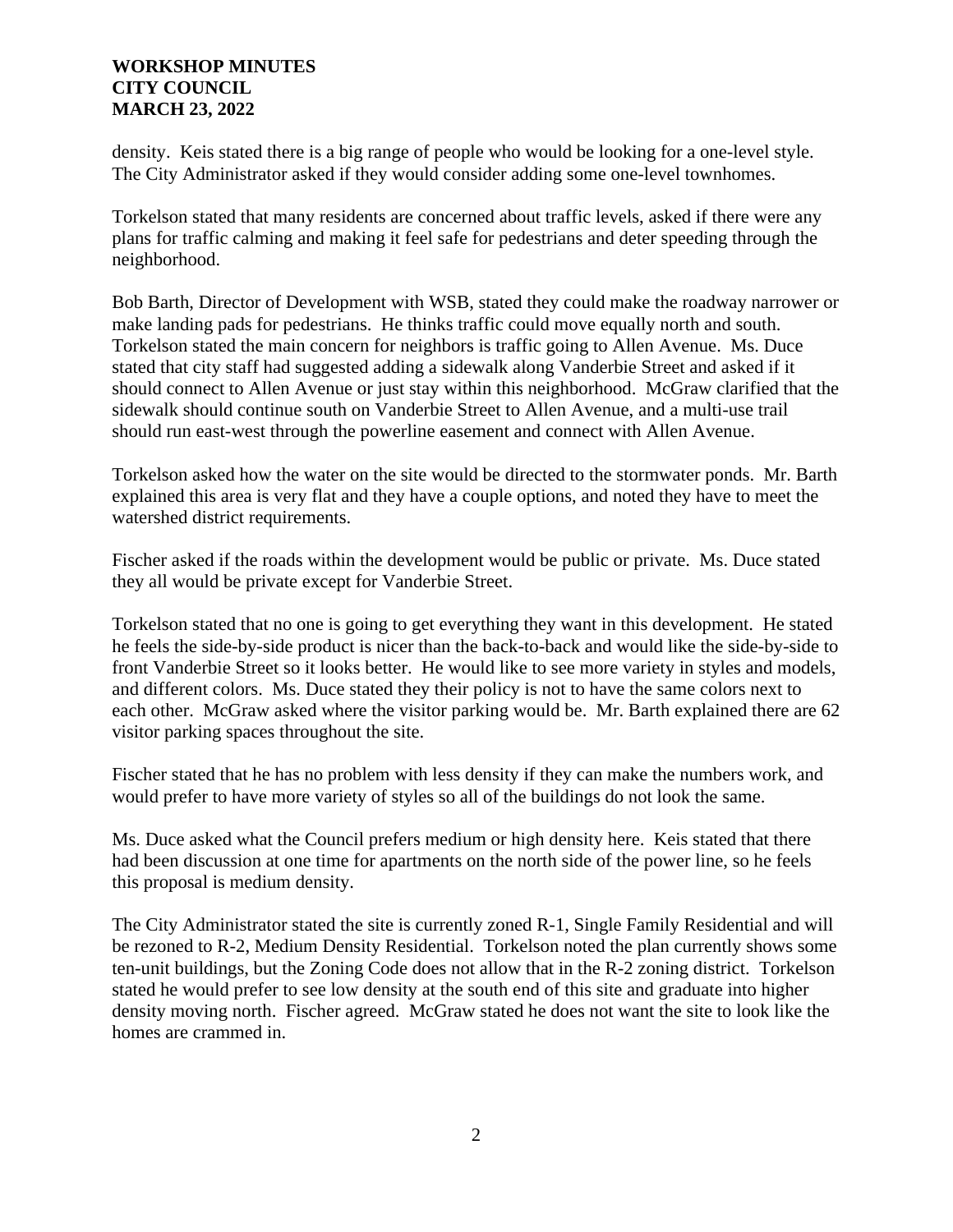density. Keis stated there is a big range of people who would be looking for a one-level style. The City Administrator asked if they would consider adding some one-level townhomes.

Torkelson stated that many residents are concerned about traffic levels, asked if there were any plans for traffic calming and making it feel safe for pedestrians and deter speeding through the neighborhood.

Bob Barth, Director of Development with WSB, stated they could make the roadway narrower or make landing pads for pedestrians. He thinks traffic could move equally north and south. Torkelson stated the main concern for neighbors is traffic going to Allen Avenue. Ms. Duce stated that city staff had suggested adding a sidewalk along Vanderbie Street and asked if it should connect to Allen Avenue or just stay within this neighborhood. McGraw clarified that the sidewalk should continue south on Vanderbie Street to Allen Avenue, and a multi-use trail should run east-west through the powerline easement and connect with Allen Avenue.

Torkelson asked how the water on the site would be directed to the stormwater ponds. Mr. Barth explained this area is very flat and they have a couple options, and noted they have to meet the watershed district requirements.

Fischer asked if the roads within the development would be public or private. Ms. Duce stated they all would be private except for Vanderbie Street.

Torkelson stated that no one is going to get everything they want in this development. He stated he feels the side-by-side product is nicer than the back-to-back and would like the side-by-side to front Vanderbie Street so it looks better. He would like to see more variety in styles and models, and different colors. Ms. Duce stated they their policy is not to have the same colors next to each other. McGraw asked where the visitor parking would be. Mr. Barth explained there are 62 visitor parking spaces throughout the site.

Fischer stated that he has no problem with less density if they can make the numbers work, and would prefer to have more variety of styles so all of the buildings do not look the same.

Ms. Duce asked what the Council prefers medium or high density here. Keis stated that there had been discussion at one time for apartments on the north side of the power line, so he feels this proposal is medium density.

The City Administrator stated the site is currently zoned R-1, Single Family Residential and will be rezoned to R-2, Medium Density Residential. Torkelson noted the plan currently shows some ten-unit buildings, but the Zoning Code does not allow that in the R-2 zoning district. Torkelson stated he would prefer to see low density at the south end of this site and graduate into higher density moving north. Fischer agreed. McGraw stated he does not want the site to look like the homes are crammed in.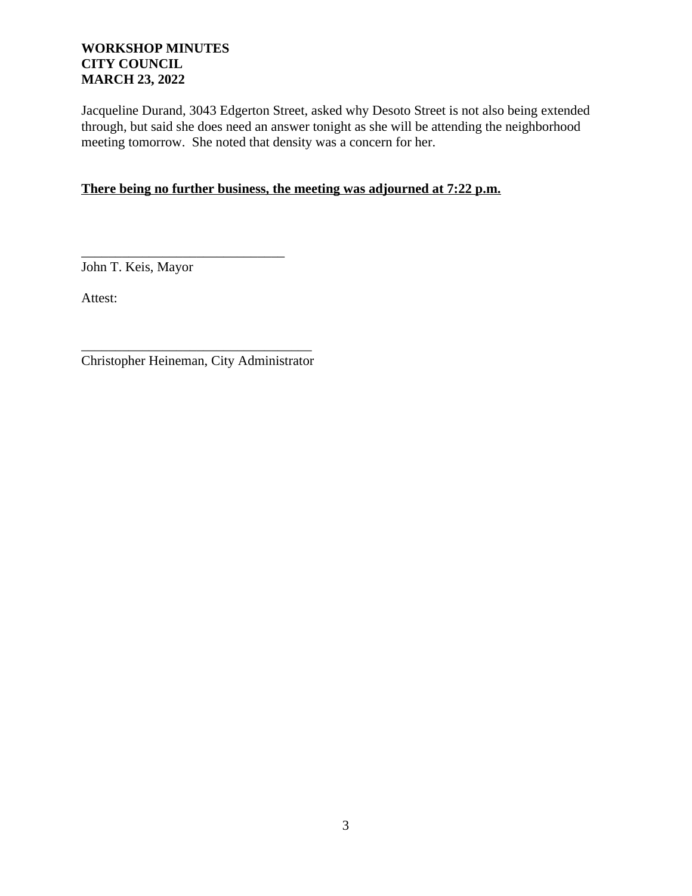**WORKSHOP MINUTES**
**CITY COUNCIL**
**MARCH 23, 2022**

Jacqueline Durand, 3043 Edgerton Street, asked why Desoto Street is not also being extended through, but said she does need an answer tonight as she will be attending the neighborhood meeting tomorrow. She noted that density was a concern for her.

**There being no further business, the meeting was adjourned at 7:22 p.m.**

______________________________
John T. Keis, Mayor

Attest:

__________________________________
Christopher Heineman, City Administrator